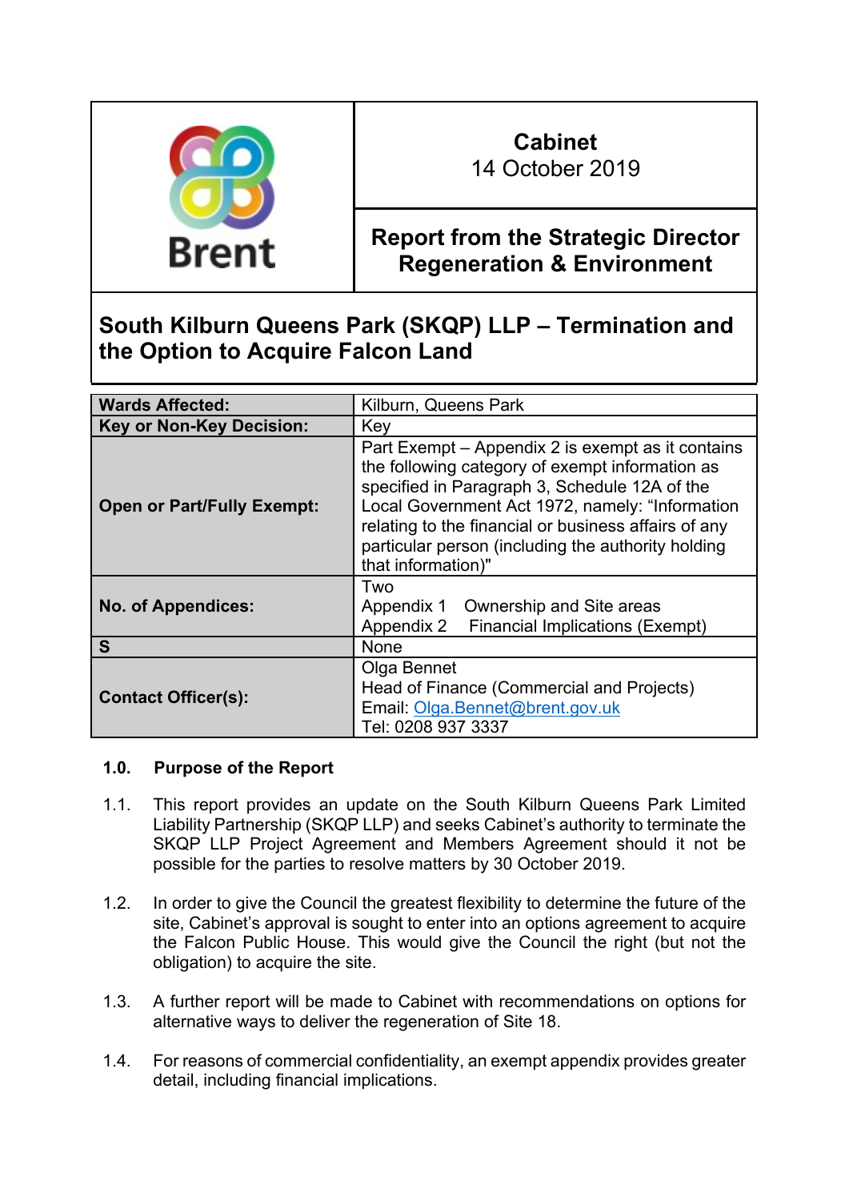| | |
|---|---|
| Brent | **Cabinet**<br>14 October 2019 |
| | **Report from the Strategic Director Regeneration & Environment** |

# South Kilburn Queens Park (SKQP) LLP – Termination and the Option to Acquire Falcon Land

| | |
|---|---|
| **Wards Affected:** | Kilburn, Queens Park |
| **Key or Non-Key Decision:** | Key |
| **Open or Part/Fully Exempt:** | Part Exempt – Appendix 2 is exempt as it contains the following category of exempt information as specified in Paragraph 3, Schedule 12A of the Local Government Act 1972, namely: "Information relating to the financial or business affairs of any particular person (including the authority holding that information)" |
| **No. of Appendices:** | Two<br>Appendix 1 Ownership and Site areas<br>Appendix 2 Financial Implications (Exempt) |
| **S** | None |
| **Contact Officer(s):** | Olga Bennet<br>Head of Finance (Commercial and Projects)<br>Email: Olga.Bennet@brent.gov.uk<br>Tel: 0208 937 3337 |

**1.0. Purpose of the Report**

1.1. This report provides an update on the South Kilburn Queens Park Limited Liability Partnership (SKQP LLP) and seeks Cabinet's authority to terminate the SKQP LLP Project Agreement and Members Agreement should it not be possible for the parties to resolve matters by 30 October 2019.

1.2. In order to give the Council the greatest flexibility to determine the future of the site, Cabinet's approval is sought to enter into an options agreement to acquire the Falcon Public House. This would give the Council the right (but not the obligation) to acquire the site.

1.3. A further report will be made to Cabinet with recommendations on options for alternative ways to deliver the regeneration of Site 18.

1.4. For reasons of commercial confidentiality, an exempt appendix provides greater detail, including financial implications.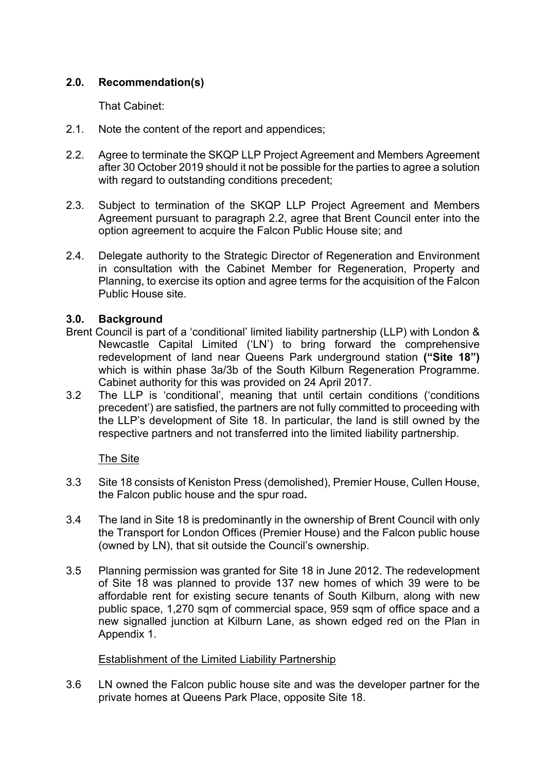## 2.0. Recommendation(s)

That Cabinet:

2.1. Note the content of the report and appendices;

2.2. Agree to terminate the SKQP LLP Project Agreement and Members Agreement after 30 October 2019 should it not be possible for the parties to agree a solution with regard to outstanding conditions precedent;

2.3. Subject to termination of the SKQP LLP Project Agreement and Members Agreement pursuant to paragraph 2.2, agree that Brent Council enter into the option agreement to acquire the Falcon Public House site; and

2.4. Delegate authority to the Strategic Director of Regeneration and Environment in consultation with the Cabinet Member for Regeneration, Property and Planning, to exercise its option and agree terms for the acquisition of the Falcon Public House site.

## 3.0. Background

Brent Council is part of a 'conditional' limited liability partnership (LLP) with London & Newcastle Capital Limited ('LN') to bring forward the comprehensive redevelopment of land near Queens Park underground station **("Site 18")** which is within phase 3a/3b of the South Kilburn Regeneration Programme. Cabinet authority for this was provided on 24 April 2017.

3.2 The LLP is 'conditional', meaning that until certain conditions ('conditions precedent') are satisfied, the partners are not fully committed to proceeding with the LLP's development of Site 18. In particular, the land is still owned by the respective partners and not transferred into the limited liability partnership.

The Site

3.3 Site 18 consists of Keniston Press (demolished), Premier House, Cullen House, the Falcon public house and the spur road**.**

3.4 The land in Site 18 is predominantly in the ownership of Brent Council with only the Transport for London Offices (Premier House) and the Falcon public house (owned by LN), that sit outside the Council's ownership.

3.5 Planning permission was granted for Site 18 in June 2012. The redevelopment of Site 18 was planned to provide 137 new homes of which 39 were to be affordable rent for existing secure tenants of South Kilburn, along with new public space, 1,270 sqm of commercial space, 959 sqm of office space and a new signalled junction at Kilburn Lane, as shown edged red on the Plan in Appendix 1.

Establishment of the Limited Liability Partnership

3.6 LN owned the Falcon public house site and was the developer partner for the private homes at Queens Park Place, opposite Site 18.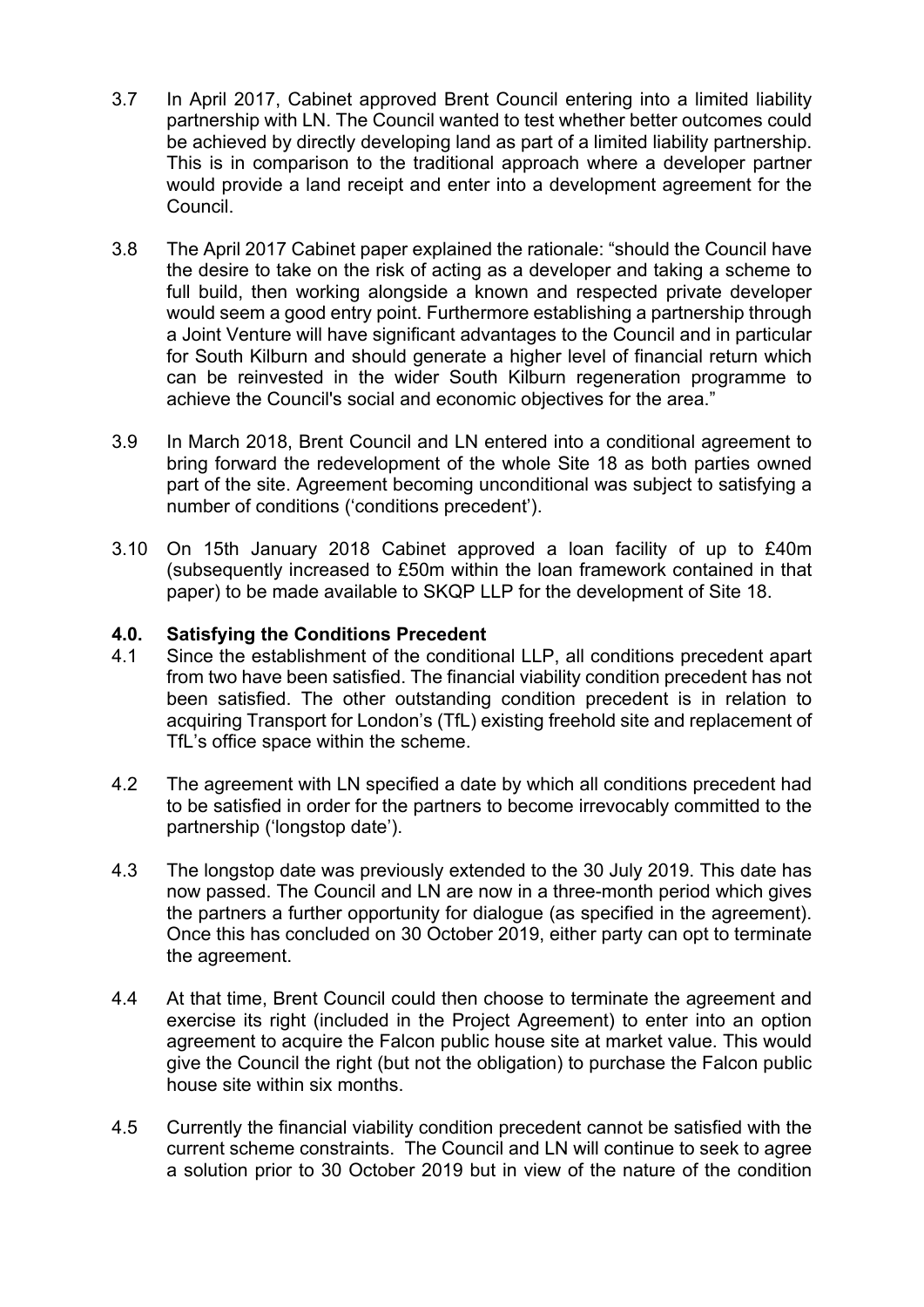3.7 In April 2017, Cabinet approved Brent Council entering into a limited liability partnership with LN. The Council wanted to test whether better outcomes could be achieved by directly developing land as part of a limited liability partnership. This is in comparison to the traditional approach where a developer partner would provide a land receipt and enter into a development agreement for the Council.

3.8 The April 2017 Cabinet paper explained the rationale: "should the Council have the desire to take on the risk of acting as a developer and taking a scheme to full build, then working alongside a known and respected private developer would seem a good entry point. Furthermore establishing a partnership through a Joint Venture will have significant advantages to the Council and in particular for South Kilburn and should generate a higher level of financial return which can be reinvested in the wider South Kilburn regeneration programme to achieve the Council's social and economic objectives for the area."

3.9 In March 2018, Brent Council and LN entered into a conditional agreement to bring forward the redevelopment of the whole Site 18 as both parties owned part of the site. Agreement becoming unconditional was subject to satisfying a number of conditions ('conditions precedent').

3.10 On 15th January 2018 Cabinet approved a loan facility of up to £40m (subsequently increased to £50m within the loan framework contained in that paper) to be made available to SKQP LLP for the development of Site 18.

## 4.0. Satisfying the Conditions Precedent

4.1 Since the establishment of the conditional LLP, all conditions precedent apart from two have been satisfied. The financial viability condition precedent has not been satisfied. The other outstanding condition precedent is in relation to acquiring Transport for London's (TfL) existing freehold site and replacement of TfL's office space within the scheme.

4.2 The agreement with LN specified a date by which all conditions precedent had to be satisfied in order for the partners to become irrevocably committed to the partnership ('longstop date').

4.3 The longstop date was previously extended to the 30 July 2019. This date has now passed. The Council and LN are now in a three-month period which gives the partners a further opportunity for dialogue (as specified in the agreement). Once this has concluded on 30 October 2019, either party can opt to terminate the agreement.

4.4 At that time, Brent Council could then choose to terminate the agreement and exercise its right (included in the Project Agreement) to enter into an option agreement to acquire the Falcon public house site at market value. This would give the Council the right (but not the obligation) to purchase the Falcon public house site within six months.

4.5 Currently the financial viability condition precedent cannot be satisfied with the current scheme constraints. The Council and LN will continue to seek to agree a solution prior to 30 October 2019 but in view of the nature of the condition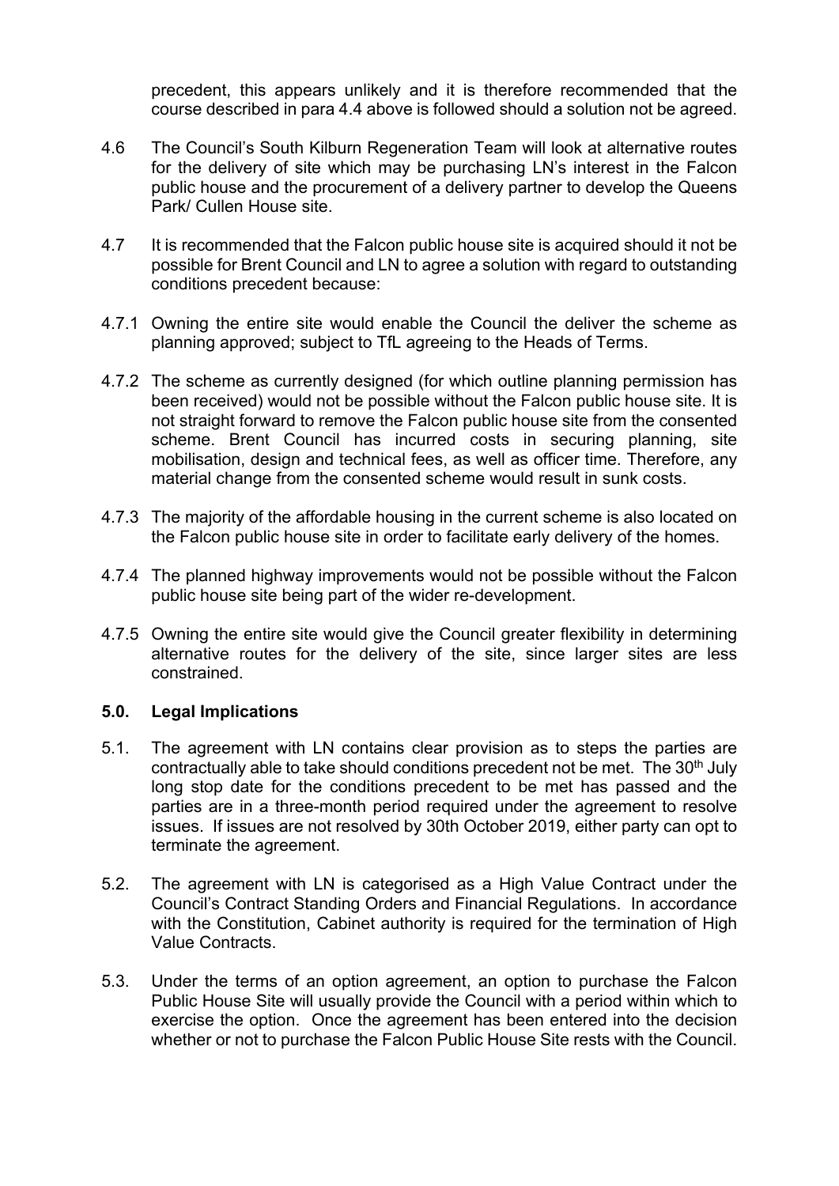precedent, this appears unlikely and it is therefore recommended that the course described in para 4.4 above is followed should a solution not be agreed.

4.6 The Council's South Kilburn Regeneration Team will look at alternative routes for the delivery of site which may be purchasing LN's interest in the Falcon public house and the procurement of a delivery partner to develop the Queens Park/ Cullen House site.

4.7 It is recommended that the Falcon public house site is acquired should it not be possible for Brent Council and LN to agree a solution with regard to outstanding conditions precedent because:

4.7.1 Owning the entire site would enable the Council the deliver the scheme as planning approved; subject to TfL agreeing to the Heads of Terms.

4.7.2 The scheme as currently designed (for which outline planning permission has been received) would not be possible without the Falcon public house site. It is not straight forward to remove the Falcon public house site from the consented scheme. Brent Council has incurred costs in securing planning, site mobilisation, design and technical fees, as well as officer time. Therefore, any material change from the consented scheme would result in sunk costs.

4.7.3 The majority of the affordable housing in the current scheme is also located on the Falcon public house site in order to facilitate early delivery of the homes.

4.7.4 The planned highway improvements would not be possible without the Falcon public house site being part of the wider re-development.

4.7.5 Owning the entire site would give the Council greater flexibility in determining alternative routes for the delivery of the site, since larger sites are less constrained.

## 5.0. Legal Implications

5.1. The agreement with LN contains clear provision as to steps the parties are contractually able to take should conditions precedent not be met. The 30th July long stop date for the conditions precedent to be met has passed and the parties are in a three-month period required under the agreement to resolve issues. If issues are not resolved by 30th October 2019, either party can opt to terminate the agreement.

5.2. The agreement with LN is categorised as a High Value Contract under the Council's Contract Standing Orders and Financial Regulations. In accordance with the Constitution, Cabinet authority is required for the termination of High Value Contracts.

5.3. Under the terms of an option agreement, an option to purchase the Falcon Public House Site will usually provide the Council with a period within which to exercise the option. Once the agreement has been entered into the decision whether or not to purchase the Falcon Public House Site rests with the Council.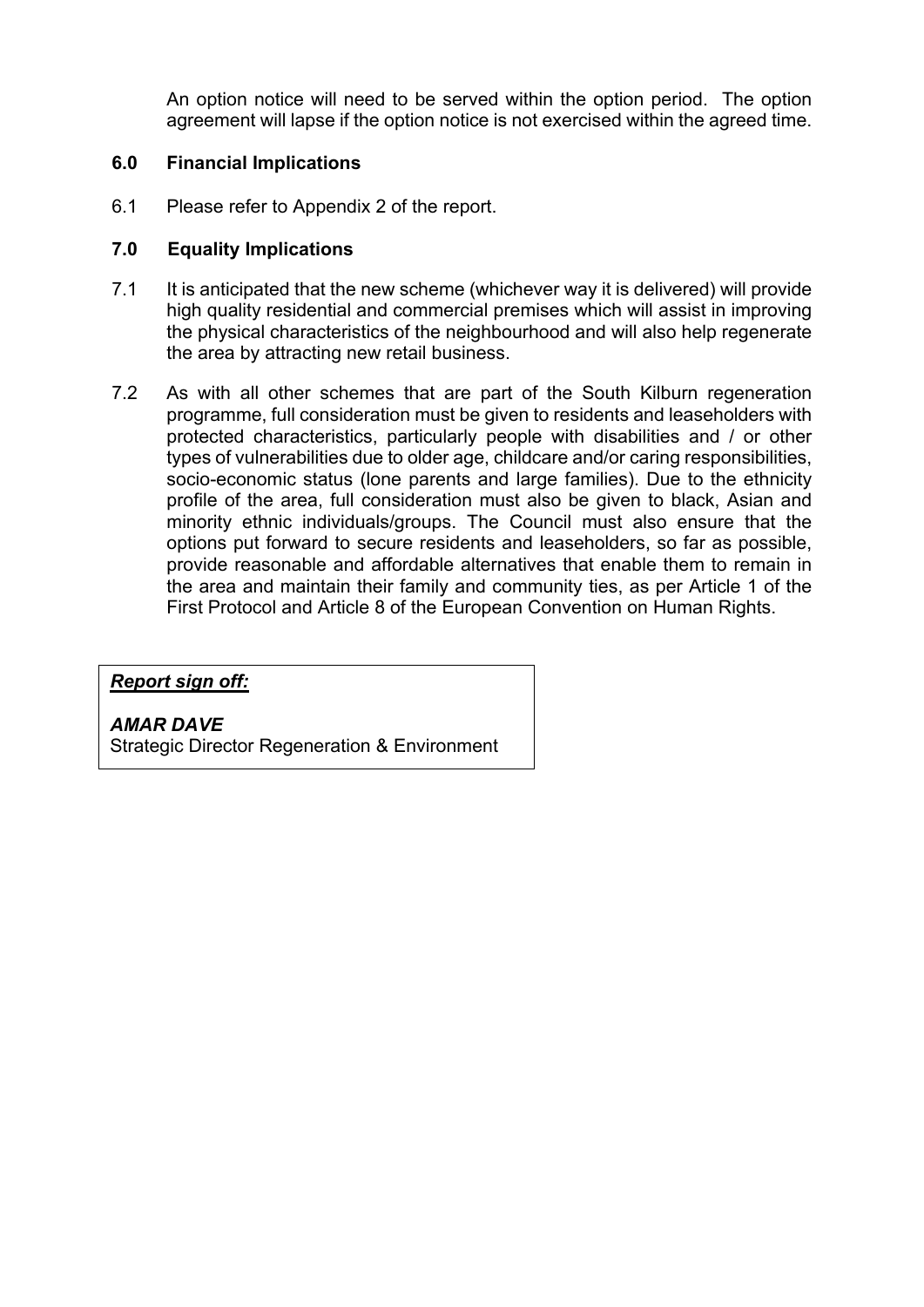An option notice will need to be served within the option period. The option agreement will lapse if the option notice is not exercised within the agreed time.

## 6.0 Financial Implications

6.1 Please refer to Appendix 2 of the report.

## 7.0 Equality Implications

7.1 It is anticipated that the new scheme (whichever way it is delivered) will provide high quality residential and commercial premises which will assist in improving the physical characteristics of the neighbourhood and will also help regenerate the area by attracting new retail business.

7.2 As with all other schemes that are part of the South Kilburn regeneration programme, full consideration must be given to residents and leaseholders with protected characteristics, particularly people with disabilities and / or other types of vulnerabilities due to older age, childcare and/or caring responsibilities, socio-economic status (lone parents and large families). Due to the ethnicity profile of the area, full consideration must also be given to black, Asian and minority ethnic individuals/groups. The Council must also ensure that the options put forward to secure residents and leaseholders, so far as possible, provide reasonable and affordable alternatives that enable them to remain in the area and maintain their family and community ties, as per Article 1 of the First Protocol and Article 8 of the European Convention on Human Rights.

***Report sign off:***

***AMAR DAVE***
Strategic Director Regeneration & Environment